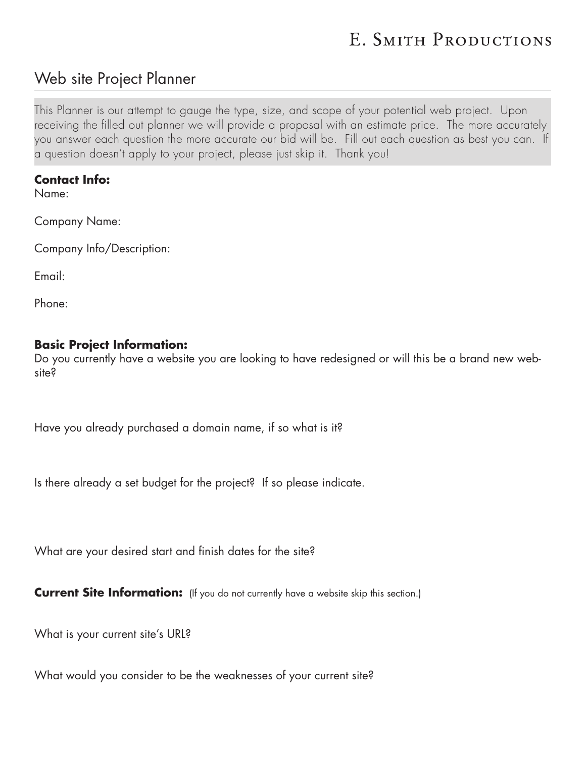# E. Smith Productions

## Web site Project Planner

This Planner is our attempt to gauge the type, size, and scope of your potential web project. Upon receiving the filled out planner we will provide a proposal with an estimate price. The more accurately you answer each question the more accurate our bid will be. Fill out each question as best you can. If a question doesn't apply to your project, please just skip it. Thank you!

**Contact Info:**

Name:

Company Name:

Company Info/Description:

Email:

Phone:

**Basic Project Information:**

Do you currently have a website you are looking to have redesigned or will this be a brand new website?

Have you already purchased a domain name, if so what is it?

Is there already a set budget for the project? If so please indicate.

What are your desired start and finish dates for the site?

**Current Site Information:** (If you do not currently have a website skip this section.)

What is your current site's URL?

What would you consider to be the weaknesses of your current site?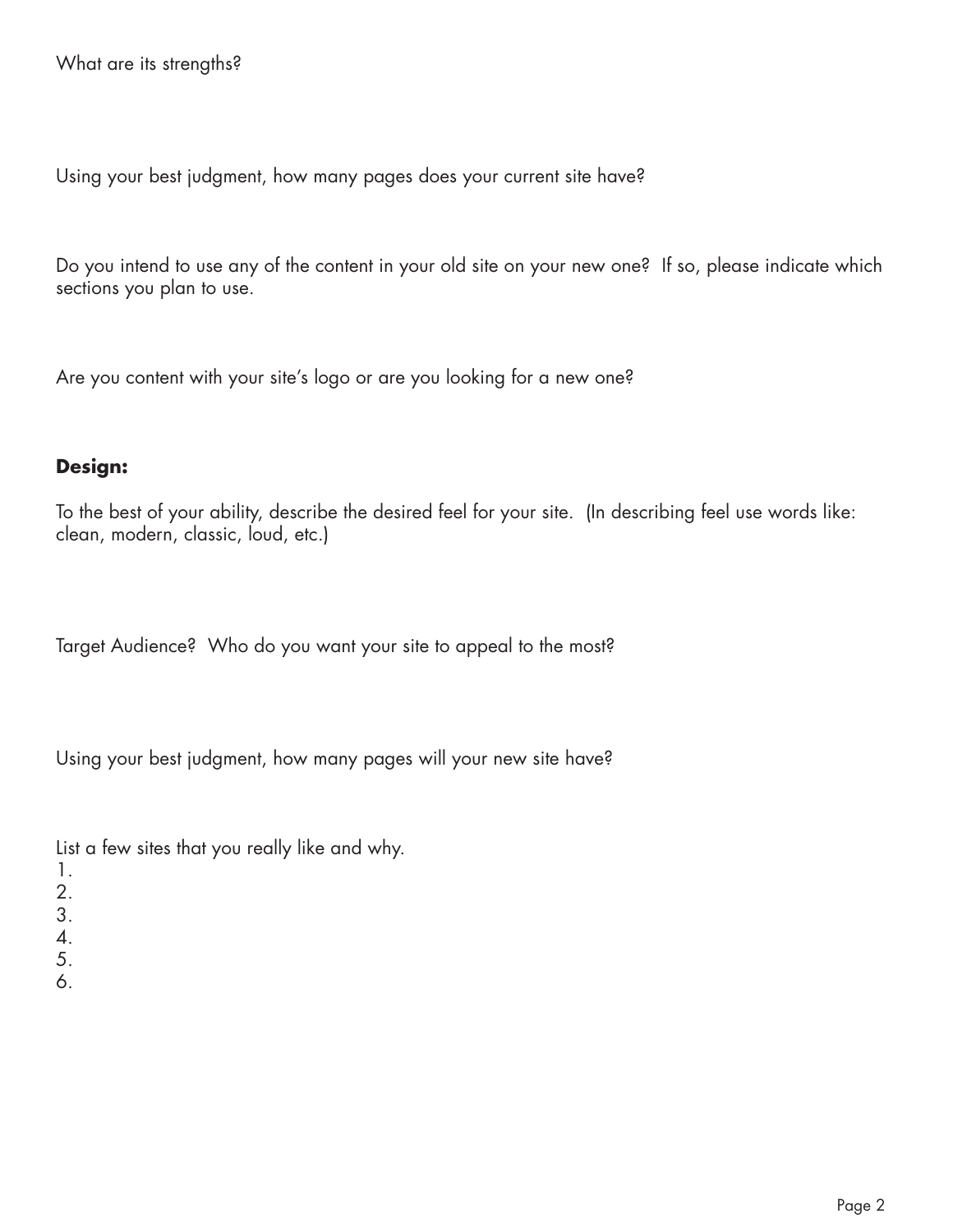What are its strengths?

Using your best judgment, how many pages does your current site have?

Do you intend to use any of the content in your old site on your new one? If so, please indicate which sections you plan to use.

Are you content with your site's logo or are you looking for a new one?

**Design:**

To the best of your ability, describe the desired feel for your site. (In describing feel use words like: clean, modern, classic, loud, etc.)

Target Audience? Who do you want your site to appeal to the most?

Using your best judgment, how many pages will your new site have?

List a few sites that you really like and why.

1.
2.
3.
4.
5.
6.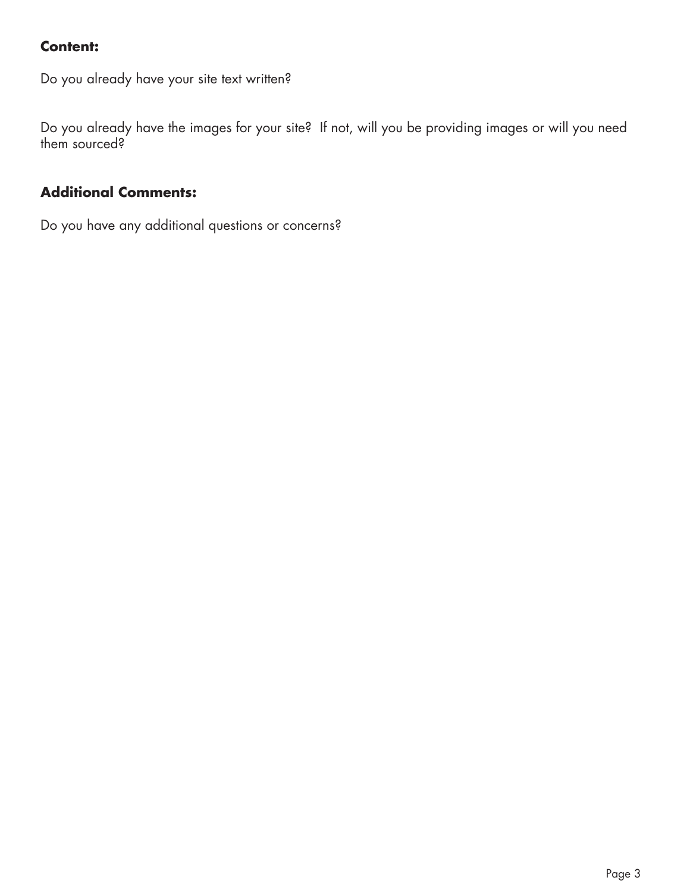**Content:**

Do you already have your site text written?

Do you already have the images for your site? If not, will you be providing images or will you need them sourced?

**Additional Comments:**

Do you have any additional questions or concerns?